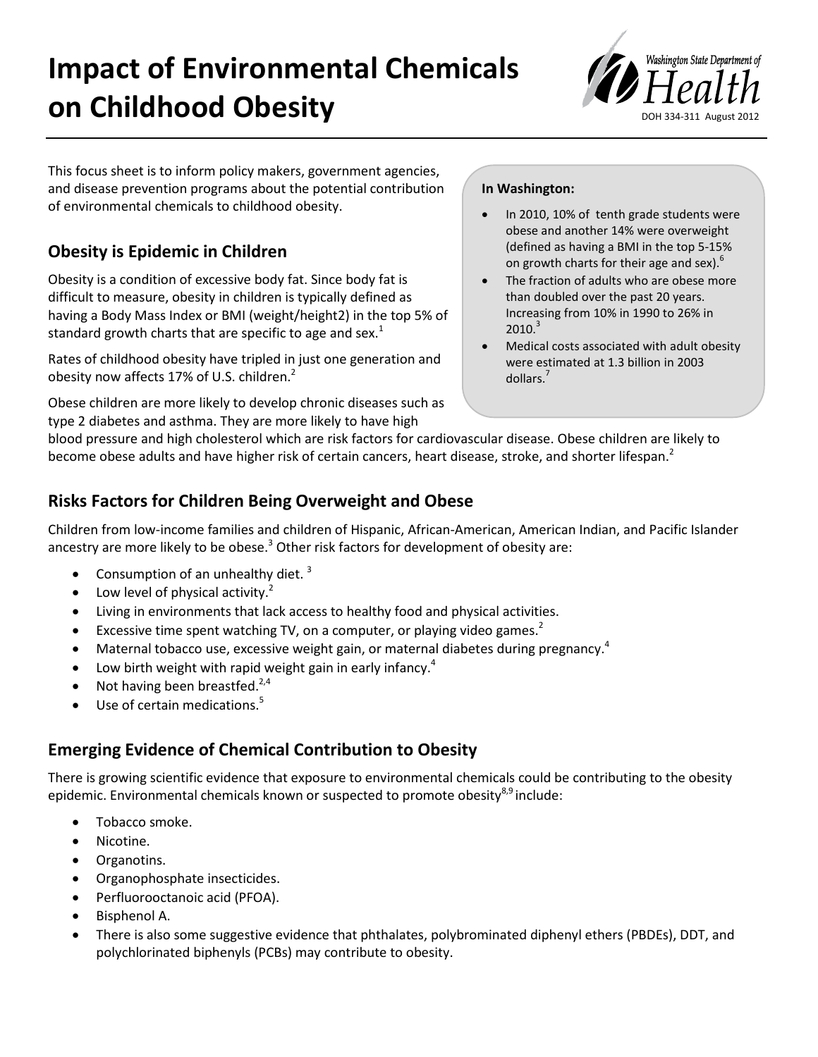# Impact of Environmental Chemicals on Childhood Obesity

Washington State Department of Health

DOH 334-311 August 2012

This focus sheet is to inform policy makers, government agencies, and disease prevention programs about the potential contribution of environmental chemicals to childhood obesity.

## Obesity is Epidemic in Children

Obesity is a condition of excessive body fat. Since body fat is difficult to measure, obesity in children is typically defined as having a Body Mass Index or BMI (weight/height2) in the top 5% of standard growth charts that are specific to age and sex.[1]

Rates of childhood obesity have tripled in just one generation and obesity now affects 17% of U.S. children.[2]

Obese children are more likely to develop chronic diseases such as type 2 diabetes and asthma. They are more likely to have high blood pressure and high cholesterol which are risk factors for cardiovascular disease. Obese children are likely to become obese adults and have higher risk of certain cancers, heart disease, stroke, and shorter lifespan.[2]

**In Washington:**

- In 2010, 10% of tenth grade students were obese and another 14% were overweight (defined as having a BMI in the top 5-15% on growth charts for their age and sex).[6]
- The fraction of adults who are obese more than doubled over the past 20 years. Increasing from 10% in 1990 to 26% in 2010.[3]
- Medical costs associated with adult obesity were estimated at 1.3 billion in 2003 dollars.[7]

## Risks Factors for Children Being Overweight and Obese

Children from low-income families and children of Hispanic, African-American, American Indian, and Pacific Islander ancestry are more likely to be obese.[3] Other risk factors for development of obesity are:

- Consumption of an unhealthy diet.[3]
- Low level of physical activity.[2]
- Living in environments that lack access to healthy food and physical activities.
- Excessive time spent watching TV, on a computer, or playing video games.[2]
- Maternal tobacco use, excessive weight gain, or maternal diabetes during pregnancy.[4]
- Low birth weight with rapid weight gain in early infancy.[4]
- Not having been breastfed.[2,4]
- Use of certain medications.[5]

## Emerging Evidence of Chemical Contribution to Obesity

There is growing scientific evidence that exposure to environmental chemicals could be contributing to the obesity epidemic. Environmental chemicals known or suspected to promote obesity[8,9] include:

- Tobacco smoke.
- Nicotine.
- Organotins.
- Organophosphate insecticides.
- Perfluorooctanoic acid (PFOA).
- Bisphenol A.
- There is also some suggestive evidence that phthalates, polybrominated diphenyl ethers (PBDEs), DDT, and polychlorinated biphenyls (PCBs) may contribute to obesity.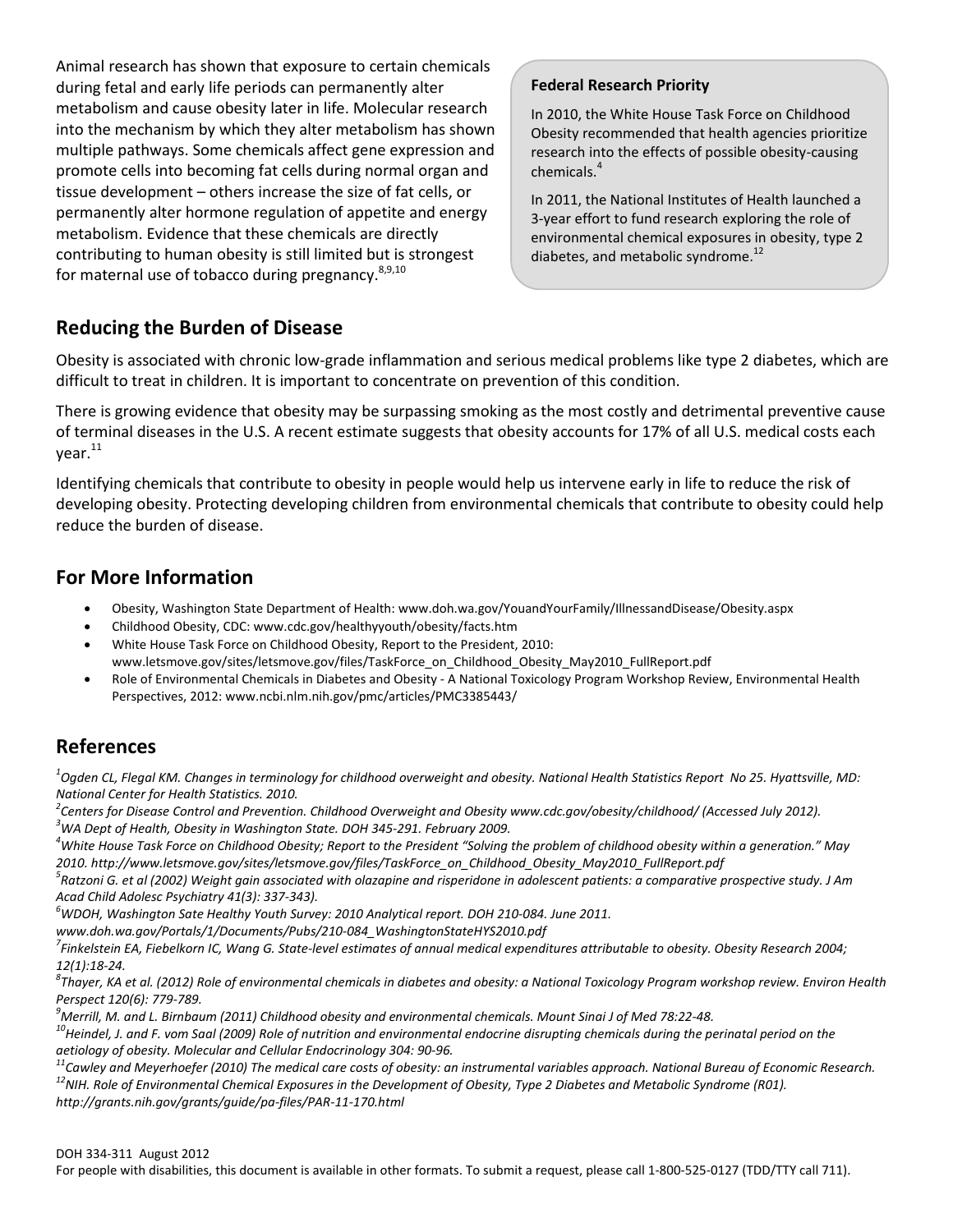Animal research has shown that exposure to certain chemicals during fetal and early life periods can permanently alter metabolism and cause obesity later in life. Molecular research into the mechanism by which they alter metabolism has shown multiple pathways. Some chemicals affect gene expression and promote cells into becoming fat cells during normal organ and tissue development – others increase the size of fat cells, or permanently alter hormone regulation of appetite and energy metabolism. Evidence that these chemicals are directly contributing to human obesity is still limited but is strongest for maternal use of tobacco during pregnancy.[8,9,10]

**Federal Research Priority**

In 2010, the White House Task Force on Childhood Obesity recommended that health agencies prioritize research into the effects of possible obesity-causing chemicals.[4]

In 2011, the National Institutes of Health launched a 3-year effort to fund research exploring the role of environmental chemical exposures in obesity, type 2 diabetes, and metabolic syndrome.[12]

## Reducing the Burden of Disease

Obesity is associated with chronic low-grade inflammation and serious medical problems like type 2 diabetes, which are difficult to treat in children. It is important to concentrate on prevention of this condition.

There is growing evidence that obesity may be surpassing smoking as the most costly and detrimental preventive cause of terminal diseases in the U.S. A recent estimate suggests that obesity accounts for 17% of all U.S. medical costs each year.[11]

Identifying chemicals that contribute to obesity in people would help us intervene early in life to reduce the risk of developing obesity. Protecting developing children from environmental chemicals that contribute to obesity could help reduce the burden of disease.

## For More Information

- Obesity, Washington State Department of Health: www.doh.wa.gov/YouandYourFamily/IllnessandDisease/Obesity.aspx
- Childhood Obesity, CDC: www.cdc.gov/healthyyouth/obesity/facts.htm
- White House Task Force on Childhood Obesity, Report to the President, 2010: www.letsmove.gov/sites/letsmove.gov/files/TaskForce_on_Childhood_Obesity_May2010_FullReport.pdf
- Role of Environmental Chemicals in Diabetes and Obesity - A National Toxicology Program Workshop Review, Environmental Health Perspectives, 2012: www.ncbi.nlm.nih.gov/pmc/articles/PMC3385443/

## References

*[1]Ogden CL, Flegal KM. Changes in terminology for childhood overweight and obesity. National Health Statistics Report No 25. Hyattsville, MD: National Center for Health Statistics. 2010.*

*[2]Centers for Disease Control and Prevention. Childhood Overweight and Obesity www.cdc.gov/obesity/childhood/ (Accessed July 2012).*

*[3]WA Dept of Health, Obesity in Washington State. DOH 345-291. February 2009.*

*[4]White House Task Force on Childhood Obesity; Report to the President "Solving the problem of childhood obesity within a generation." May 2010. http://www.letsmove.gov/sites/letsmove.gov/files/TaskForce_on_Childhood_Obesity_May2010_FullReport.pdf*

*[5]Ratzoni G. et al (2002) Weight gain associated with olazapine and risperidone in adolescent patients: a comparative prospective study. J Am Acad Child Adolesc Psychiatry 41(3): 337-343).*

*[6]WDOH, Washington Sate Healthy Youth Survey: 2010 Analytical report. DOH 210-084. June 2011. www.doh.wa.gov/Portals/1/Documents/Pubs/210-084_WashingtonStateHYS2010.pdf*

*[7]Finkelstein EA, Fiebelkorn IC, Wang G. State-level estimates of annual medical expenditures attributable to obesity. Obesity Research 2004; 12(1):18-24.*

*[8]Thayer, KA et al. (2012) Role of environmental chemicals in diabetes and obesity: a National Toxicology Program workshop review. Environ Health Perspect 120(6): 779-789.*

*[9]Merrill, M. and L. Birnbaum (2011) Childhood obesity and environmental chemicals. Mount Sinai J of Med 78:22-48.*

*[10]Heindel, J. and F. vom Saal (2009) Role of nutrition and environmental endocrine disrupting chemicals during the perinatal period on the aetiology of obesity. Molecular and Cellular Endocrinology 304: 90-96.*

*[11]Cawley and Meyerhoefer (2010) The medical care costs of obesity: an instrumental variables approach. National Bureau of Economic Research.*

*[12]NIH. Role of Environmental Chemical Exposures in the Development of Obesity, Type 2 Diabetes and Metabolic Syndrome (R01). http://grants.nih.gov/grants/guide/pa-files/PAR-11-170.html*

DOH 334-311 August 2012

For people with disabilities, this document is available in other formats. To submit a request, please call 1-800-525-0127 (TDD/TTY call 711).